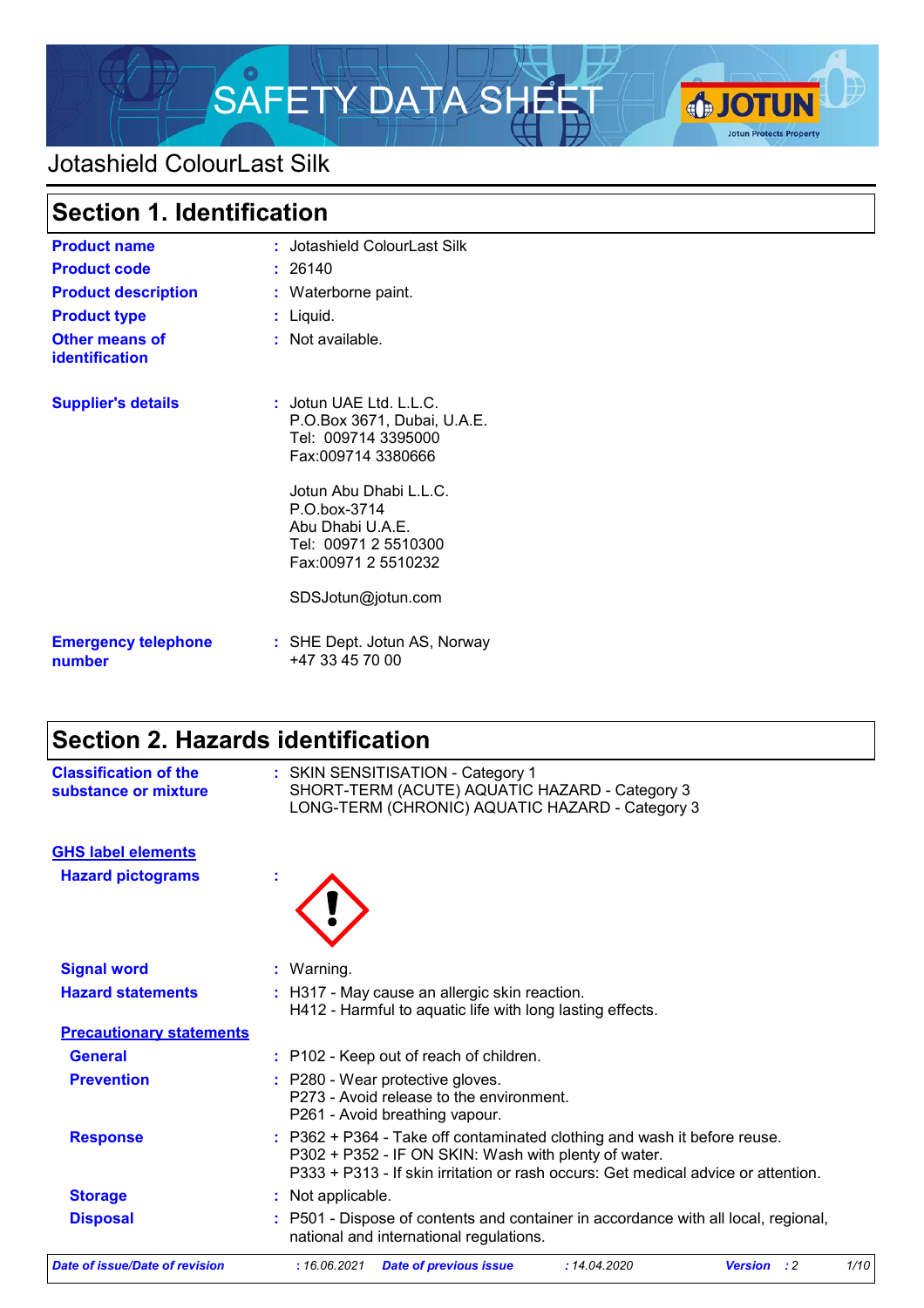# SAFETY DATA SHEET

## Jotashield ColourLast Silk

## Section 1. Identification

**Product name** : Jotashield ColourLast Silk

**Product code** : 26140

**Product description** : Waterborne paint.

**Product type** : Liquid.

**Other means of identification** : Not available.

**Supplier's details** : Jotun UAE Ltd. L.L.C.
P.O.Box 3671, Dubai, U.A.E.
Tel: 009714 3395000
Fax:009714 3380666

Jotun Abu Dhabi L.L.C.
P.O.box-3714
Abu Dhabi U.A.E.
Tel: 00971 2 5510300
Fax:00971 2 5510232

SDSJotun@jotun.com

**Emergency telephone number** : SHE Dept. Jotun AS, Norway
+47 33 45 70 00

## Section 2. Hazards identification

**Classification of the substance or mixture** : SKIN SENSITISATION - Category 1
SHORT-TERM (ACUTE) AQUATIC HAZARD - Category 3
LONG-TERM (CHRONIC) AQUATIC HAZARD - Category 3

**GHS label elements**

**Hazard pictograms** :

**Signal word** : Warning.

**Hazard statements** : H317 - May cause an allergic skin reaction.
H412 - Harmful to aquatic life with long lasting effects.

**Precautionary statements**

**General** : P102 - Keep out of reach of children.

**Prevention** : P280 - Wear protective gloves.
P273 - Avoid release to the environment.
P261 - Avoid breathing vapour.

**Response** : P362 + P364 - Take off contaminated clothing and wash it before reuse.
P302 + P352 - IF ON SKIN: Wash with plenty of water.
P333 + P313 - If skin irritation or rash occurs: Get medical advice or attention.

**Storage** : Not applicable.

**Disposal** : P501 - Dispose of contents and container in accordance with all local, regional, national and international regulations.

*Date of issue/Date of revision : 16.06.2021 Date of previous issue : 14.04.2020 Version : 2*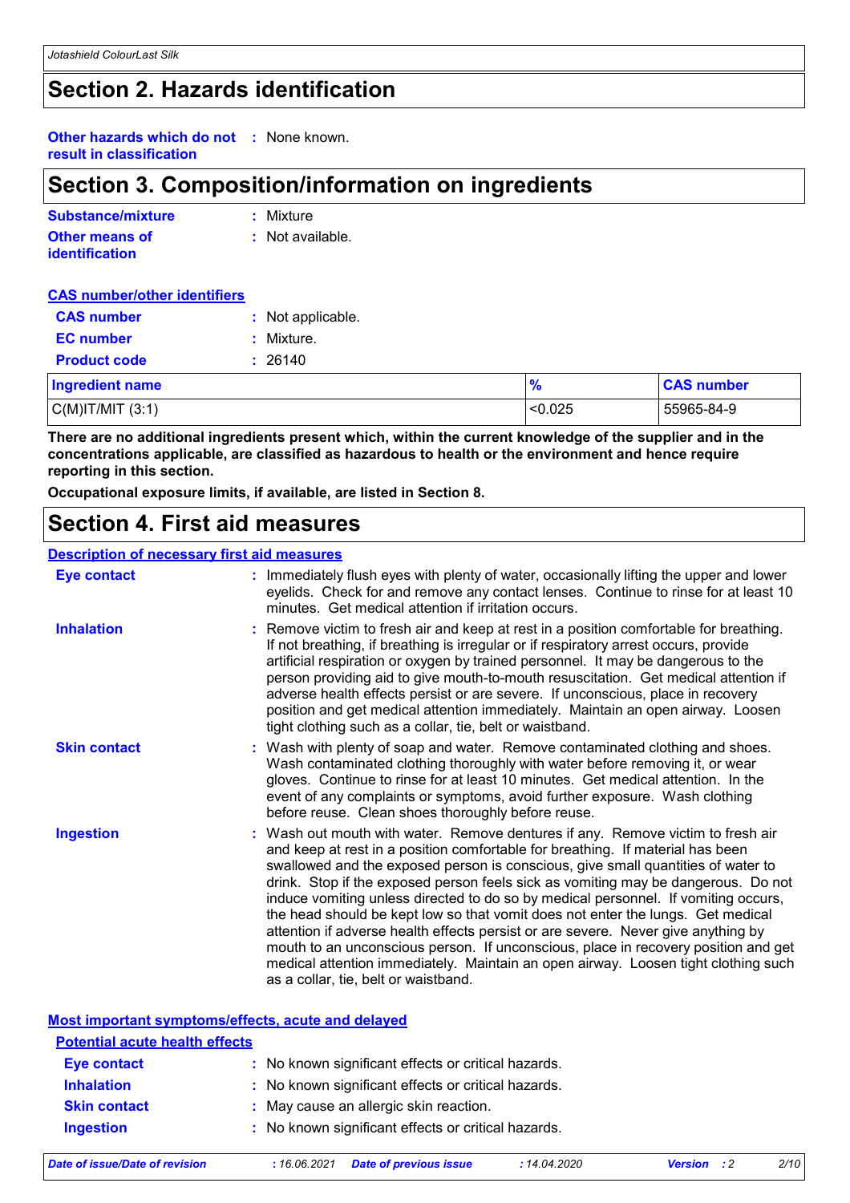# Section 2. Hazards identification

**Other hazards which do not result in classification** : None known.

# Section 3. Composition/information on ingredients

**Substance/mixture** : Mixture

**Other means of identification** : Not available.

**CAS number/other identifiers**

**CAS number** : Not applicable.

**EC number** : Mixture.

**Product code** : 26140

| Ingredient name | % | CAS number |
|---|---|---|
| C(M)IT/MIT (3:1) | <0.025 | 55965-84-9 |

**There are no additional ingredients present which, within the current knowledge of the supplier and in the concentrations applicable, are classified as hazardous to health or the environment and hence require reporting in this section.**

**Occupational exposure limits, if available, are listed in Section 8.**

# Section 4. First aid measures

**Description of necessary first aid measures**

**Eye contact** : Immediately flush eyes with plenty of water, occasionally lifting the upper and lower eyelids. Check for and remove any contact lenses. Continue to rinse for at least 10 minutes. Get medical attention if irritation occurs.

**Inhalation** : Remove victim to fresh air and keep at rest in a position comfortable for breathing. If not breathing, if breathing is irregular or if respiratory arrest occurs, provide artificial respiration or oxygen by trained personnel. It may be dangerous to the person providing aid to give mouth-to-mouth resuscitation. Get medical attention if adverse health effects persist or are severe. If unconscious, place in recovery position and get medical attention immediately. Maintain an open airway. Loosen tight clothing such as a collar, tie, belt or waistband.

**Skin contact** : Wash with plenty of soap and water. Remove contaminated clothing and shoes. Wash contaminated clothing thoroughly with water before removing it, or wear gloves. Continue to rinse for at least 10 minutes. Get medical attention. In the event of any complaints or symptoms, avoid further exposure. Wash clothing before reuse. Clean shoes thoroughly before reuse.

**Ingestion** : Wash out mouth with water. Remove dentures if any. Remove victim to fresh air and keep at rest in a position comfortable for breathing. If material has been swallowed and the exposed person is conscious, give small quantities of water to drink. Stop if the exposed person feels sick as vomiting may be dangerous. Do not induce vomiting unless directed to do so by medical personnel. If vomiting occurs, the head should be kept low so that vomit does not enter the lungs. Get medical attention if adverse health effects persist or are severe. Never give anything by mouth to an unconscious person. If unconscious, place in recovery position and get medical attention immediately. Maintain an open airway. Loosen tight clothing such as a collar, tie, belt or waistband.

**Most important symptoms/effects, acute and delayed**

**Potential acute health effects**

**Eye contact** : No known significant effects or critical hazards.

**Inhalation** : No known significant effects or critical hazards.

**Skin contact** : May cause an allergic skin reaction.

**Ingestion** : No known significant effects or critical hazards.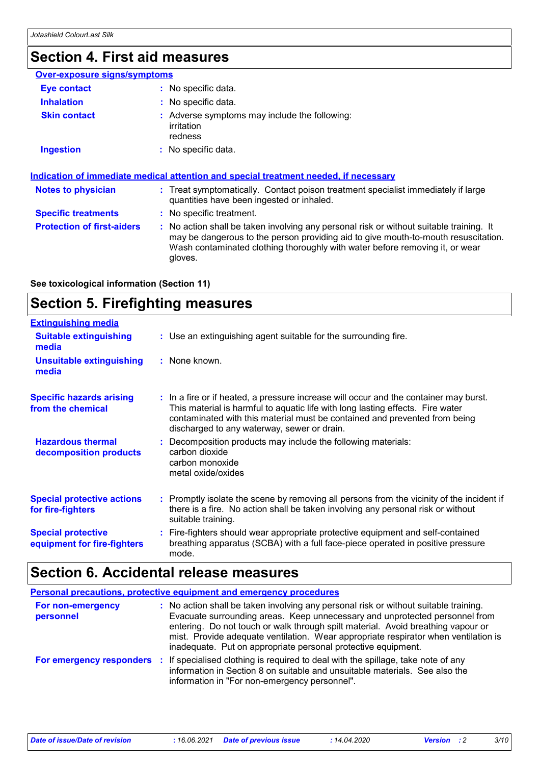## Section 4. First aid measures

**Over-exposure signs/symptoms**

| | |
|---|---|
| **Eye contact** | : No specific data. |
| **Inhalation** | : No specific data. |
| **Skin contact** | : Adverse symptoms may include the following:<br>irritation<br>redness |
| **Ingestion** | : No specific data. |

**Indication of immediate medical attention and special treatment needed, if necessary**

| | |
|---|---|
| **Notes to physician** | : Treat symptomatically. Contact poison treatment specialist immediately if large quantities have been ingested or inhaled. |
| **Specific treatments** | : No specific treatment. |
| **Protection of first-aiders** | : No action shall be taken involving any personal risk or without suitable training. It may be dangerous to the person providing aid to give mouth-to-mouth resuscitation. Wash contaminated clothing thoroughly with water before removing it, or wear gloves. |

**See toxicological information (Section 11)**

## Section 5. Firefighting measures

**Extinguishing media**

| | |
|---|---|
| **Suitable extinguishing media** | : Use an extinguishing agent suitable for the surrounding fire. |
| **Unsuitable extinguishing media** | : None known. |
| **Specific hazards arising from the chemical** | : In a fire or if heated, a pressure increase will occur and the container may burst. This material is harmful to aquatic life with long lasting effects. Fire water contaminated with this material must be contained and prevented from being discharged to any waterway, sewer or drain. |
| **Hazardous thermal decomposition products** | : Decomposition products may include the following materials:<br>carbon dioxide<br>carbon monoxide<br>metal oxide/oxides |
| **Special protective actions for fire-fighters** | : Promptly isolate the scene by removing all persons from the vicinity of the incident if there is a fire. No action shall be taken involving any personal risk or without suitable training. |
| **Special protective equipment for fire-fighters** | : Fire-fighters should wear appropriate protective equipment and self-contained breathing apparatus (SCBA) with a full face-piece operated in positive pressure mode. |

## Section 6. Accidental release measures

**Personal precautions, protective equipment and emergency procedures**

| | |
|---|---|
| **For non-emergency personnel** | : No action shall be taken involving any personal risk or without suitable training. Evacuate surrounding areas. Keep unnecessary and unprotected personnel from entering. Do not touch or walk through spilt material. Avoid breathing vapour or mist. Provide adequate ventilation. Wear appropriate respirator when ventilation is inadequate. Put on appropriate personal protective equipment. |
| **For emergency responders** | : If specialised clothing is required to deal with the spillage, take note of any information in Section 8 on suitable and unsuitable materials. See also the information in "For non-emergency personnel". |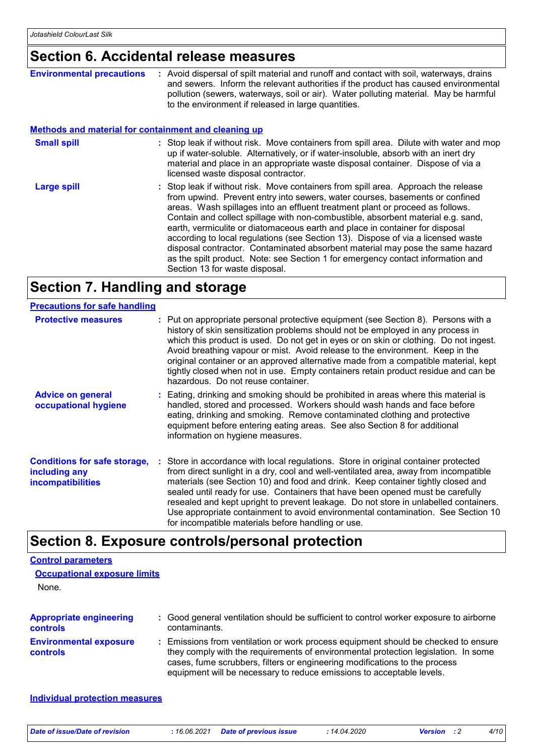## Section 6. Accidental release measures

**Environmental precautions** : Avoid dispersal of spilt material and runoff and contact with soil, waterways, drains and sewers. Inform the relevant authorities if the product has caused environmental pollution (sewers, waterways, soil or air). Water polluting material. May be harmful to the environment if released in large quantities.

### Methods and material for containment and cleaning up

**Small spill** : Stop leak if without risk. Move containers from spill area. Dilute with water and mop up if water-soluble. Alternatively, or if water-insoluble, absorb with an inert dry material and place in an appropriate waste disposal container. Dispose of via a licensed waste disposal contractor.

**Large spill** : Stop leak if without risk. Move containers from spill area. Approach the release from upwind. Prevent entry into sewers, water courses, basements or confined areas. Wash spillages into an effluent treatment plant or proceed as follows. Contain and collect spillage with non-combustible, absorbent material e.g. sand, earth, vermiculite or diatomaceous earth and place in container for disposal according to local regulations (see Section 13). Dispose of via a licensed waste disposal contractor. Contaminated absorbent material may pose the same hazard as the spilt product. Note: see Section 1 for emergency contact information and Section 13 for waste disposal.

## Section 7. Handling and storage

### Precautions for safe handling

**Protective measures** : Put on appropriate personal protective equipment (see Section 8). Persons with a history of skin sensitization problems should not be employed in any process in which this product is used. Do not get in eyes or on skin or clothing. Do not ingest. Avoid breathing vapour or mist. Avoid release to the environment. Keep in the original container or an approved alternative made from a compatible material, kept tightly closed when not in use. Empty containers retain product residue and can be hazardous. Do not reuse container.

**Advice on general occupational hygiene** : Eating, drinking and smoking should be prohibited in areas where this material is handled, stored and processed. Workers should wash hands and face before eating, drinking and smoking. Remove contaminated clothing and protective equipment before entering eating areas. See also Section 8 for additional information on hygiene measures.

**Conditions for safe storage, including any incompatibilities** : Store in accordance with local regulations. Store in original container protected from direct sunlight in a dry, cool and well-ventilated area, away from incompatible materials (see Section 10) and food and drink. Keep container tightly closed and sealed until ready for use. Containers that have been opened must be carefully resealed and kept upright to prevent leakage. Do not store in unlabelled containers. Use appropriate containment to avoid environmental contamination. See Section 10 for incompatible materials before handling or use.

## Section 8. Exposure controls/personal protection

### Control parameters

#### Occupational exposure limits

None.

**Appropriate engineering controls** : Good general ventilation should be sufficient to control worker exposure to airborne contaminants.

**Environmental exposure controls** : Emissions from ventilation or work process equipment should be checked to ensure they comply with the requirements of environmental protection legislation. In some cases, fume scrubbers, filters or engineering modifications to the process equipment will be necessary to reduce emissions to acceptable levels.

### Individual protection measures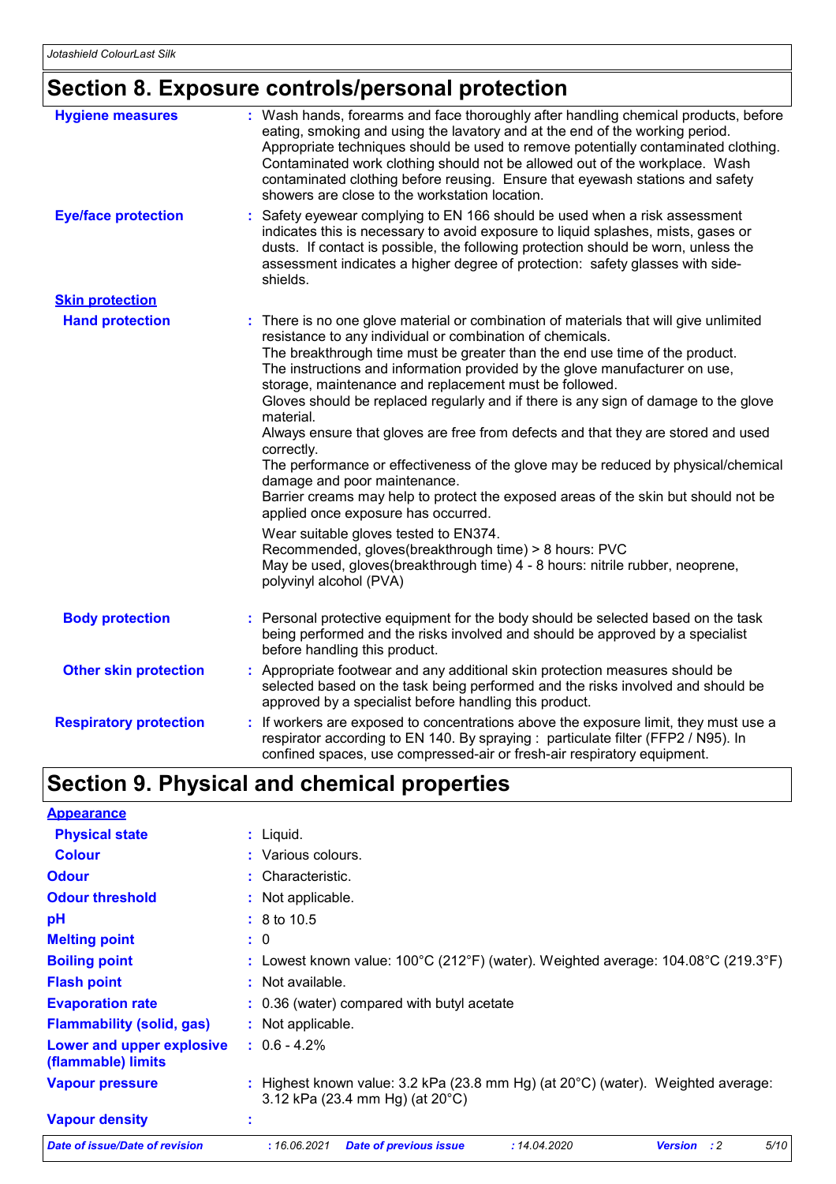## Section 8. Exposure controls/personal protection

| | |
|---|---|
| **Hygiene measures** | : Wash hands, forearms and face thoroughly after handling chemical products, before eating, smoking and using the lavatory and at the end of the working period. Appropriate techniques should be used to remove potentially contaminated clothing. Contaminated work clothing should not be allowed out of the workplace. Wash contaminated clothing before reusing. Ensure that eyewash stations and safety showers are close to the workstation location. |
| **Eye/face protection** | : Safety eyewear complying to EN 166 should be used when a risk assessment indicates this is necessary to avoid exposure to liquid splashes, mists, gases or dusts. If contact is possible, the following protection should be worn, unless the assessment indicates a higher degree of protection: safety glasses with side-shields. |

**Skin protection**

| | |
|---|---|
| **Hand protection** | : There is no one glove material or combination of materials that will give unlimited resistance to any individual or combination of chemicals. The breakthrough time must be greater than the end use time of the product. The instructions and information provided by the glove manufacturer on use, storage, maintenance and replacement must be followed. Gloves should be replaced regularly and if there is any sign of damage to the glove material. Always ensure that gloves are free from defects and that they are stored and used correctly. The performance or effectiveness of the glove may be reduced by physical/chemical damage and poor maintenance. Barrier creams may help to protect the exposed areas of the skin but should not be applied once exposure has occurred.<br><br>Wear suitable gloves tested to EN374.<br>Recommended, gloves(breakthrough time) > 8 hours: PVC<br>May be used, gloves(breakthrough time) 4 - 8 hours: nitrile rubber, neoprene, polyvinyl alcohol (PVA) |
| **Body protection** | : Personal protective equipment for the body should be selected based on the task being performed and the risks involved and should be approved by a specialist before handling this product. |
| **Other skin protection** | : Appropriate footwear and any additional skin protection measures should be selected based on the task being performed and the risks involved and should be approved by a specialist before handling this product. |
| **Respiratory protection** | : If workers are exposed to concentrations above the exposure limit, they must use a respirator according to EN 140. By spraying : particulate filter (FFP2 / N95). In confined spaces, use compressed-air or fresh-air respiratory equipment. |

## Section 9. Physical and chemical properties

**Appearance**

| | |
|---|---|
| **Physical state** | : Liquid. |
| **Colour** | : Various colours. |
| **Odour** | : Characteristic. |
| **Odour threshold** | : Not applicable. |
| **pH** | : 8 to 10.5 |
| **Melting point** | : 0 |
| **Boiling point** | : Lowest known value: 100°C (212°F) (water). Weighted average: 104.08°C (219.3°F) |
| **Flash point** | : Not available. |
| **Evaporation rate** | : 0.36 (water) compared with butyl acetate |
| **Flammability (solid, gas)** | : Not applicable. |
| **Lower and upper explosive (flammable) limits** | : 0.6 - 4.2% |
| **Vapour pressure** | : Highest known value: 3.2 kPa (23.8 mm Hg) (at 20°C) (water). Weighted average: 3.12 kPa (23.4 mm Hg) (at 20°C) |
| **Vapour density** | : |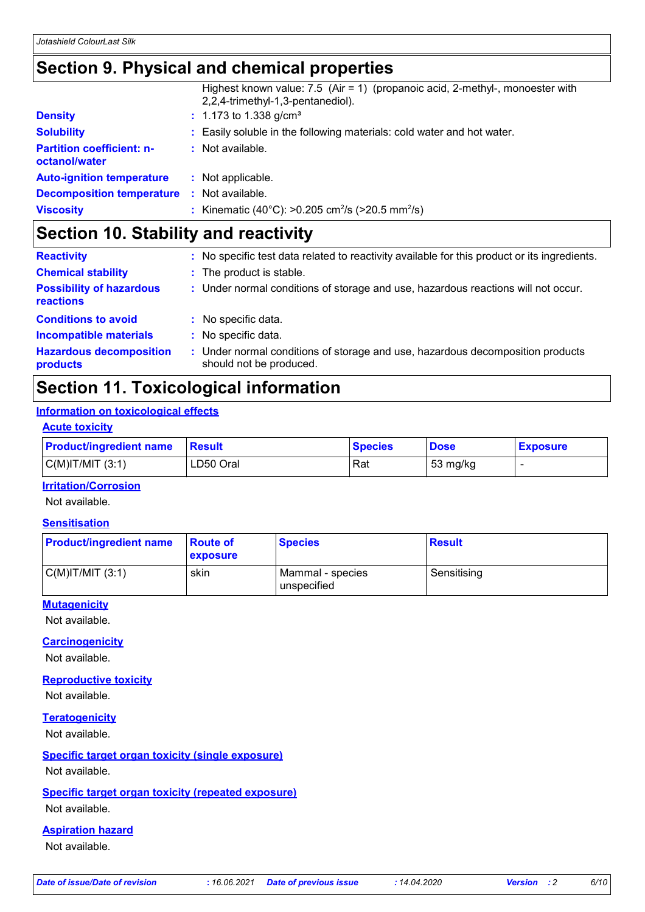## Section 9. Physical and chemical properties

| | |
|---|---|
| | Highest known value: 7.5 (Air = 1) (propanoic acid, 2-methyl-, monoester with 2,2,4-trimethyl-1,3-pentanediol). |
| **Density** | : 1.173 to 1.338 g/cm³ |
| **Solubility** | : Easily soluble in the following materials: cold water and hot water. |
| **Partition coefficient: n-octanol/water** | : Not available. |
| **Auto-ignition temperature** | : Not applicable. |
| **Decomposition temperature** | : Not available. |
| **Viscosity** | : Kinematic (40°C): >0.205 $cm^2/s$ (>20.5 $mm^2/s$) |

## Section 10. Stability and reactivity

| | |
|---|---|
| **Reactivity** | : No specific test data related to reactivity available for this product or its ingredients. |
| **Chemical stability** | : The product is stable. |
| **Possibility of hazardous reactions** | : Under normal conditions of storage and use, hazardous reactions will not occur. |
| **Conditions to avoid** | : No specific data. |
| **Incompatible materials** | : No specific data. |
| **Hazardous decomposition products** | : Under normal conditions of storage and use, hazardous decomposition products should not be produced. |

## Section 11. Toxicological information

### Information on toxicological effects

#### Acute toxicity

| Product/ingredient name | Result | Species | Dose | Exposure |
|---|---|---|---|---|
| C(M)IT/MIT (3:1) | LD50 Oral | Rat | 53 mg/kg | - |

#### Irritation/Corrosion

Not available.

#### Sensitisation

| Product/ingredient name | Route of exposure | Species | Result |
|---|---|---|---|
| C(M)IT/MIT (3:1) | skin | Mammal - species unspecified | Sensitising |

#### Mutagenicity

Not available.

#### Carcinogenicity

Not available.

#### Reproductive toxicity

Not available.

#### Teratogenicity

Not available.

#### Specific target organ toxicity (single exposure)

Not available.

#### Specific target organ toxicity (repeated exposure)

Not available.

#### Aspiration hazard

Not available.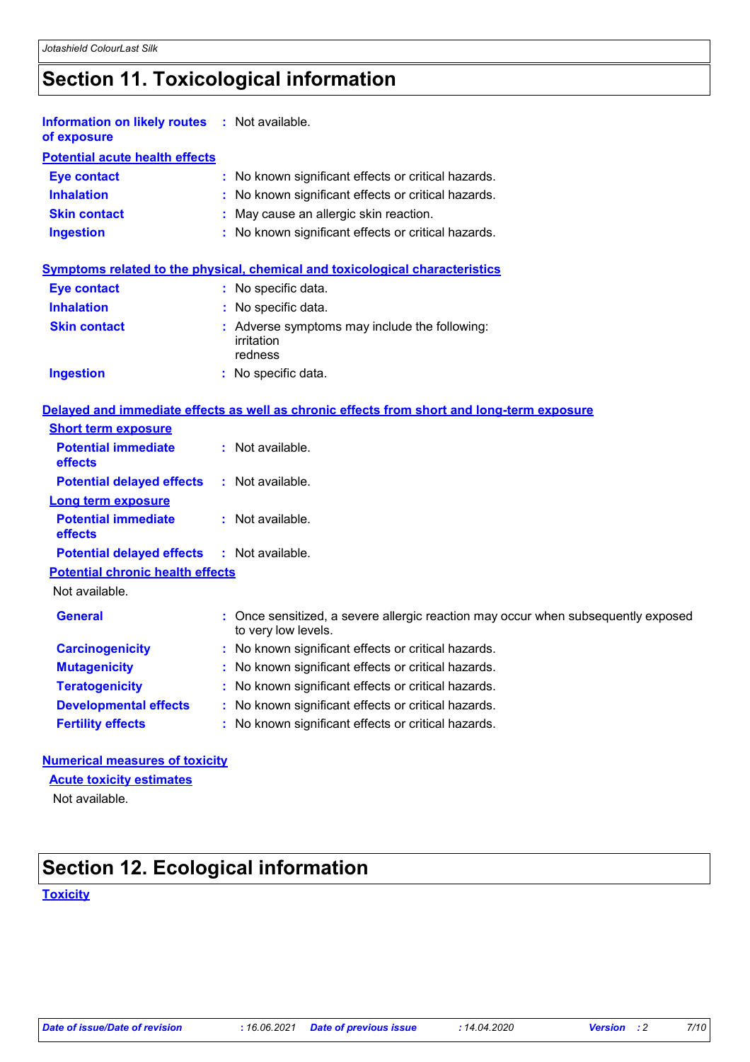# Section 11. Toxicological information

**Information on likely routes of exposure** : Not available.

**Potential acute health effects**

| | |
|---|---|
| **Eye contact** | : No known significant effects or critical hazards. |
| **Inhalation** | : No known significant effects or critical hazards. |
| **Skin contact** | : May cause an allergic skin reaction. |
| **Ingestion** | : No known significant effects or critical hazards. |

**Symptoms related to the physical, chemical and toxicological characteristics**

| | |
|---|---|
| **Eye contact** | : No specific data. |
| **Inhalation** | : No specific data. |
| **Skin contact** | : Adverse symptoms may include the following: irritation redness |
| **Ingestion** | : No specific data. |

**Delayed and immediate effects as well as chronic effects from short and long-term exposure**

**Short term exposure**

| | |
|---|---|
| **Potential immediate effects** | : Not available. |
| **Potential delayed effects** | : Not available. |

**Long term exposure**

| | |
|---|---|
| **Potential immediate effects** | : Not available. |
| **Potential delayed effects** | : Not available. |

**Potential chronic health effects**

Not available.

| | |
|---|---|
| **General** | : Once sensitized, a severe allergic reaction may occur when subsequently exposed to very low levels. |
| **Carcinogenicity** | : No known significant effects or critical hazards. |
| **Mutagenicity** | : No known significant effects or critical hazards. |
| **Teratogenicity** | : No known significant effects or critical hazards. |
| **Developmental effects** | : No known significant effects or critical hazards. |
| **Fertility effects** | : No known significant effects or critical hazards. |

**Numerical measures of toxicity**

**Acute toxicity estimates**

Not available.

# Section 12. Ecological information

**Toxicity**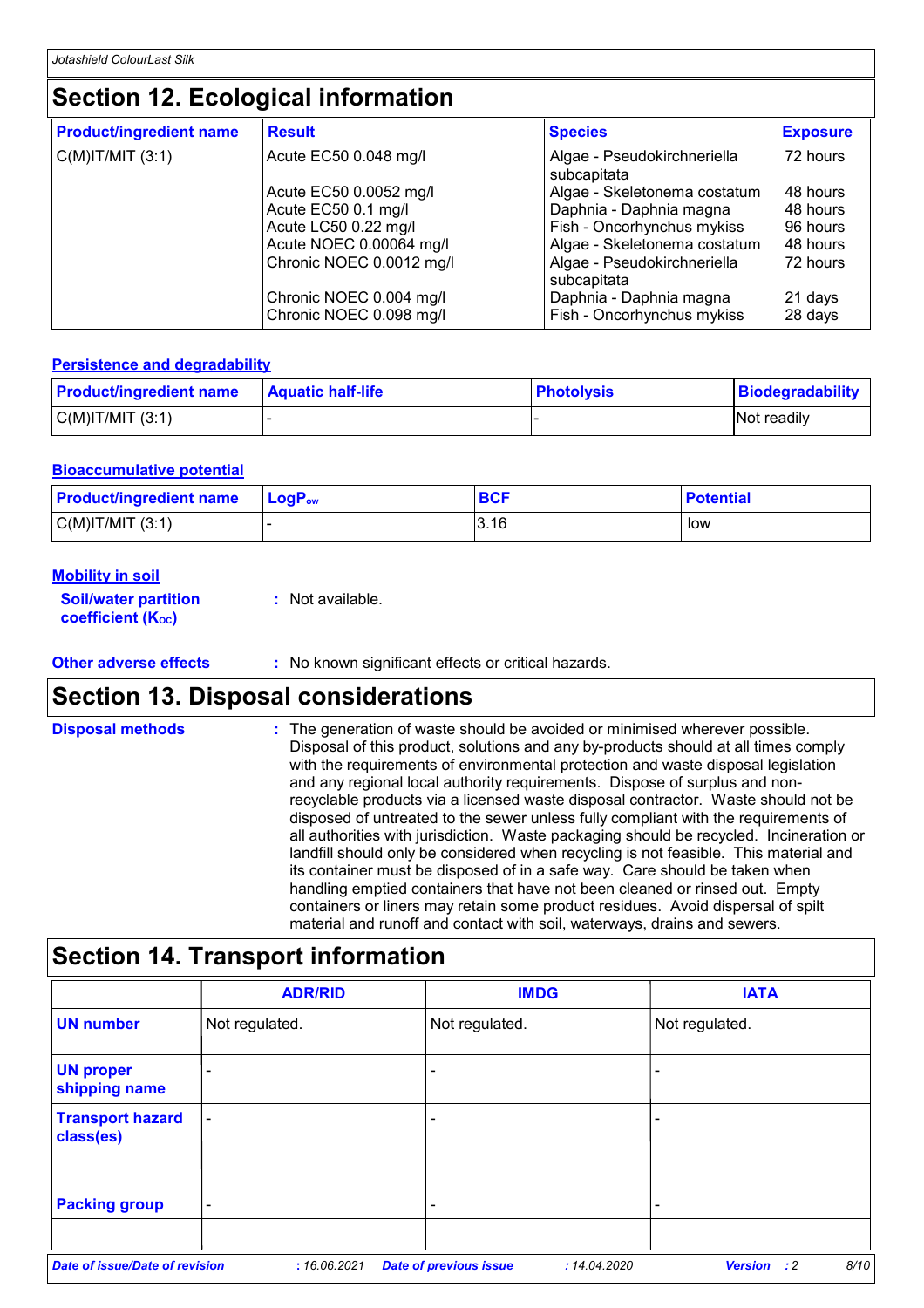## Section 12. Ecological information

| Product/ingredient name | Result | Species | Exposure |
|---|---|---|---|
| C(M)IT/MIT (3:1) | Acute EC50 0.048 mg/l | Algae - Pseudokirchneriella subcapitata | 72 hours |
| | Acute EC50 0.0052 mg/l | Algae - Skeletonema costatum | 48 hours |
| | Acute EC50 0.1 mg/l | Daphnia - Daphnia magna | 48 hours |
| | Acute LC50 0.22 mg/l | Fish - Oncorhynchus mykiss | 96 hours |
| | Acute NOEC 0.00064 mg/l | Algae - Skeletonema costatum | 48 hours |
| | Chronic NOEC 0.0012 mg/l | Algae - Pseudokirchneriella subcapitata | 72 hours |
| | Chronic NOEC 0.004 mg/l | Daphnia - Daphnia magna | 21 days |
| | Chronic NOEC 0.098 mg/l | Fish - Oncorhynchus mykiss | 28 days |

### Persistence and degradability

| Product/ingredient name | Aquatic half-life | Photolysis | Biodegradability |
|---|---|---|---|
| C(M)IT/MIT (3:1) | - | - | Not readily |

### Bioaccumulative potential

| Product/ingredient name | $LogP_{ow}$ | BCF | Potential |
|---|---|---|---|
| C(M)IT/MIT (3:1) | - | 3.16 | low |

### Mobility in soil

**Soil/water partition coefficient ($K_{OC}$)** : Not available.

**Other adverse effects** : No known significant effects or critical hazards.

## Section 13. Disposal considerations

**Disposal methods** : The generation of waste should be avoided or minimised wherever possible. Disposal of this product, solutions and any by-products should at all times comply with the requirements of environmental protection and waste disposal legislation and any regional local authority requirements. Dispose of surplus and non-recyclable products via a licensed waste disposal contractor. Waste should not be disposed of untreated to the sewer unless fully compliant with the requirements of all authorities with jurisdiction. Waste packaging should be recycled. Incineration or landfill should only be considered when recycling is not feasible. This material and its container must be disposed of in a safe way. Care should be taken when handling emptied containers that have not been cleaned or rinsed out. Empty containers or liners may retain some product residues. Avoid dispersal of spilt material and runoff and contact with soil, waterways, drains and sewers.

## Section 14. Transport information

| | ADR/RID | IMDG | IATA |
|---|---|---|---|
| UN number | Not regulated. | Not regulated. | Not regulated. |
| UN proper shipping name | - | - | - |
| Transport hazard class(es) | - | - | - |
| Packing group | - | - | - |
| | | | |

*Date of issue/Date of revision* : 16.06.2021 *Date of previous issue* : 14.04.2020 *Version* : 2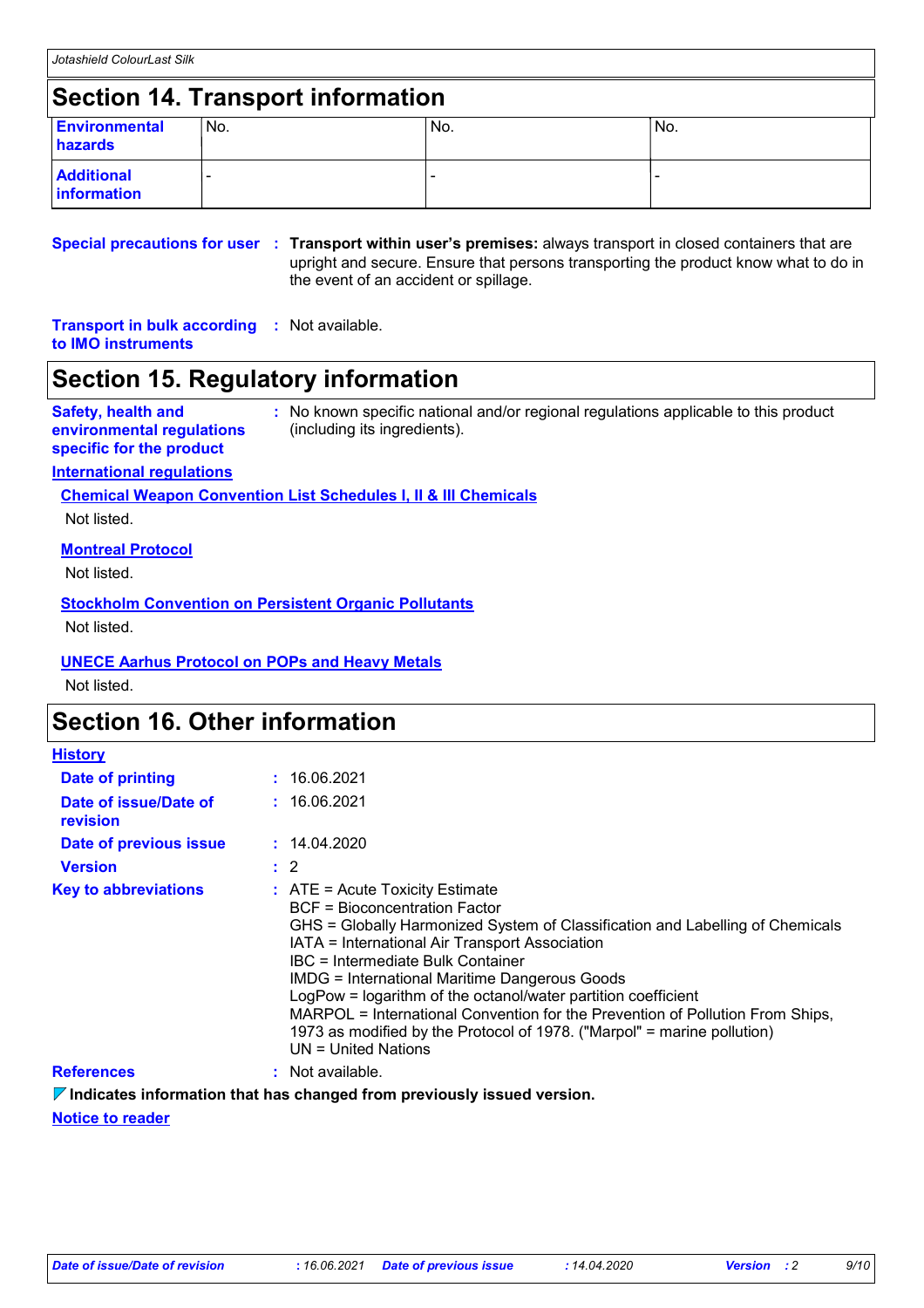## Section 14. Transport information

| | | | |
|---|---|---|---|
| **Environmental hazards** | No. | No. | No. |
| **Additional information** | - | - | - |

**Special precautions for user** : **Transport within user's premises:** always transport in closed containers that are upright and secure. Ensure that persons transporting the product know what to do in the event of an accident or spillage.

**Transport in bulk according to IMO instruments** : Not available.

## Section 15. Regulatory information

**Safety, health and environmental regulations specific for the product** : No known specific national and/or regional regulations applicable to this product (including its ingredients).

**International regulations**

**Chemical Weapon Convention List Schedules I, II & III Chemicals**

Not listed.

**Montreal Protocol**

Not listed.

**Stockholm Convention on Persistent Organic Pollutants**

Not listed.

**UNECE Aarhus Protocol on POPs and Heavy Metals**

Not listed.

## Section 16. Other information

**History**

**Date of printing** : 16.06.2021

**Date of issue/Date of revision** : 16.06.2021

**Date of previous issue** : 14.04.2020

**Version** : 2

**Key to abbreviations** : ATE = Acute Toxicity Estimate
BCF = Bioconcentration Factor
GHS = Globally Harmonized System of Classification and Labelling of Chemicals
IATA = International Air Transport Association
IBC = Intermediate Bulk Container
IMDG = International Maritime Dangerous Goods
LogPow = logarithm of the octanol/water partition coefficient
MARPOL = International Convention for the Prevention of Pollution From Ships, 1973 as modified by the Protocol of 1978. ("Marpol" = marine pollution)
UN = United Nations

**References** : Not available.

**Indicates information that has changed from previously issued version.**

**Notice to reader**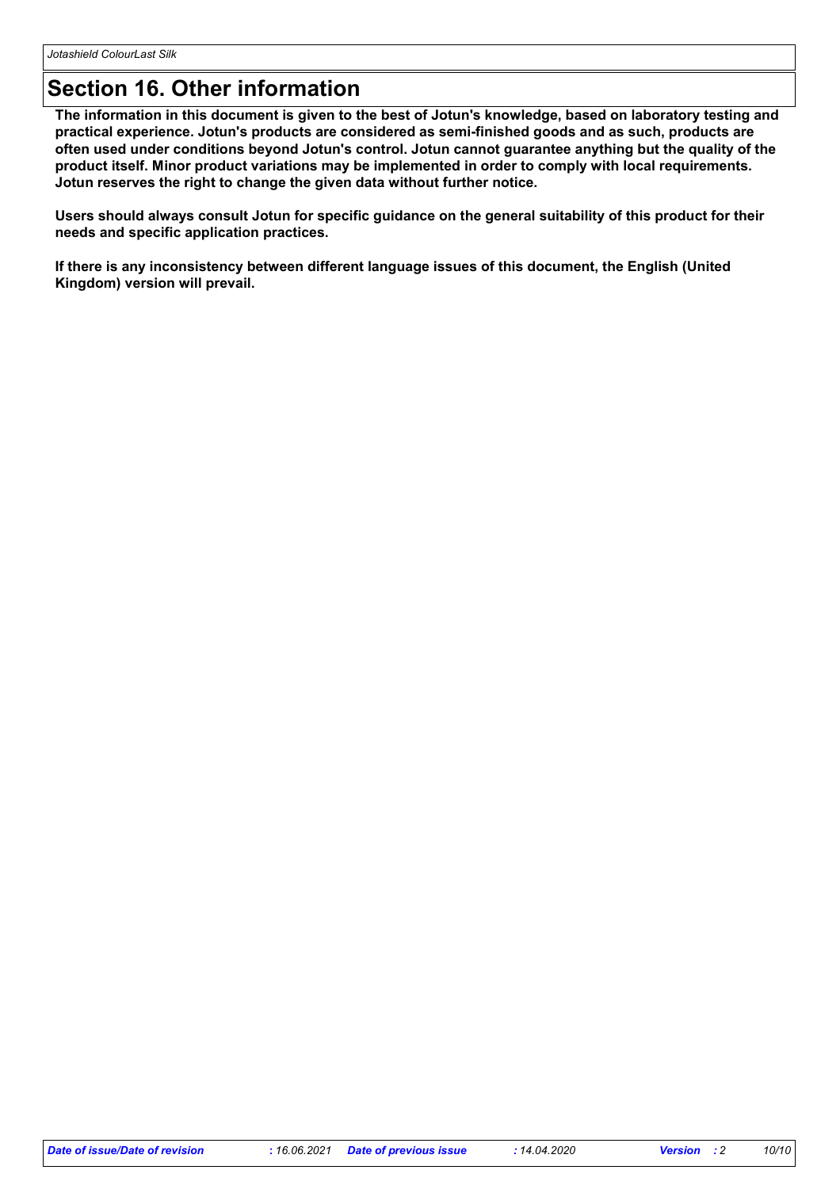## Section 16. Other information

**The information in this document is given to the best of Jotun's knowledge, based on laboratory testing and practical experience. Jotun's products are considered as semi-finished goods and as such, products are often used under conditions beyond Jotun's control. Jotun cannot guarantee anything but the quality of the product itself. Minor product variations may be implemented in order to comply with local requirements. Jotun reserves the right to change the given data without further notice.**

**Users should always consult Jotun for specific guidance on the general suitability of this product for their needs and specific application practices.**

**If there is any inconsistency between different language issues of this document, the English (United Kingdom) version will prevail.**